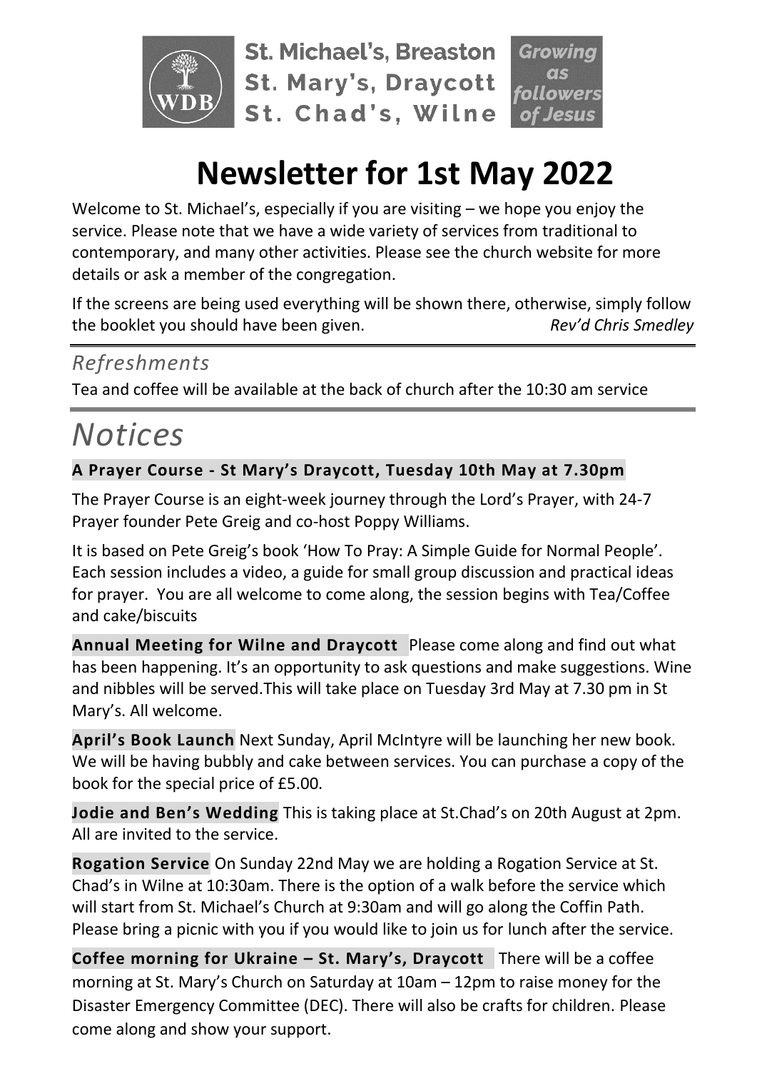St. Michael's, Breaston
St. Mary's, Draycott
St. Chad's, Wilne

*Growing as followers of Jesus*

# Newsletter for 1st May 2022

Welcome to St. Michael's, especially if you are visiting – we hope you enjoy the service. Please note that we have a wide variety of services from traditional to contemporary, and many other activities. Please see the church website for more details or ask a member of the congregation.

If the screens are being used everything will be shown there, otherwise, simply follow the booklet you should have been given. *Rev'd Chris Smedley*

## *Refreshments*

Tea and coffee will be available at the back of church after the 10:30 am service

# *Notices*

**A Prayer Course - St Mary's Draycott, Tuesday 10th May at 7.30pm**

The Prayer Course is an eight-week journey through the Lord's Prayer, with 24-7 Prayer founder Pete Greig and co-host Poppy Williams.

It is based on Pete Greig's book 'How To Pray: A Simple Guide for Normal People'. Each session includes a video, a guide for small group discussion and practical ideas for prayer. You are all welcome to come along, the session begins with Tea/Coffee and cake/biscuits

**Annual Meeting for Wilne and Draycott** Please come along and find out what has been happening. It's an opportunity to ask questions and make suggestions. Wine and nibbles will be served.This will take place on Tuesday 3rd May at 7.30 pm in St Mary's. All welcome.

**April's Book Launch** Next Sunday, April McIntyre will be launching her new book. We will be having bubbly and cake between services. You can purchase a copy of the book for the special price of £5.00.

**Jodie and Ben's Wedding** This is taking place at St.Chad's on 20th August at 2pm. All are invited to the service.

**Rogation Service** On Sunday 22nd May we are holding a Rogation Service at St. Chad's in Wilne at 10:30am. There is the option of a walk before the service which will start from St. Michael's Church at 9:30am and will go along the Coffin Path. Please bring a picnic with you if you would like to join us for lunch after the service.

**Coffee morning for Ukraine – St. Mary's, Draycott** There will be a coffee morning at St. Mary's Church on Saturday at 10am – 12pm to raise money for the Disaster Emergency Committee (DEC). There will also be crafts for children. Please come along and show your support.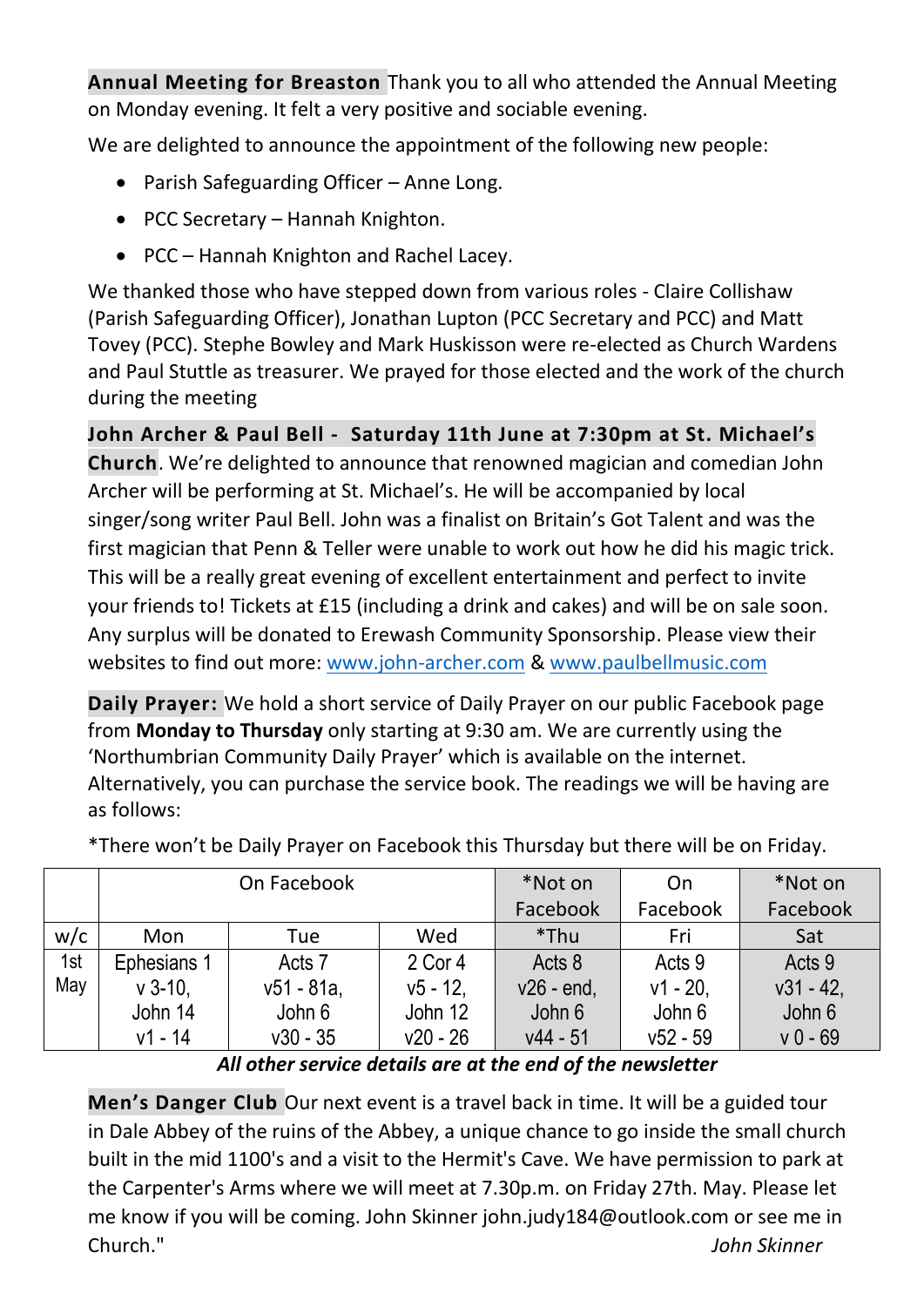**Annual Meeting for Breaston** Thank you to all who attended the Annual Meeting on Monday evening. It felt a very positive and sociable evening.

We are delighted to announce the appointment of the following new people:

- Parish Safeguarding Officer – Anne Long.
- PCC Secretary – Hannah Knighton.
- PCC – Hannah Knighton and Rachel Lacey.

We thanked those who have stepped down from various roles - Claire Collishaw (Parish Safeguarding Officer), Jonathan Lupton (PCC Secretary and PCC) and Matt Tovey (PCC). Stephe Bowley and Mark Huskisson were re-elected as Church Wardens and Paul Stuttle as treasurer. We prayed for those elected and the work of the church during the meeting

**John Archer & Paul Bell - Saturday 11th June at 7:30pm at St. Michael's Church**. We're delighted to announce that renowned magician and comedian John Archer will be performing at St. Michael's. He will be accompanied by local singer/song writer Paul Bell. John was a finalist on Britain's Got Talent and was the first magician that Penn & Teller were unable to work out how he did his magic trick. This will be a really great evening of excellent entertainment and perfect to invite your friends to! Tickets at £15 (including a drink and cakes) and will be on sale soon. Any surplus will be donated to Erewash Community Sponsorship. Please view their websites to find out more: www.john-archer.com & www.paulbellmusic.com

**Daily Prayer:** We hold a short service of Daily Prayer on our public Facebook page from **Monday to Thursday** only starting at 9:30 am. We are currently using the 'Northumbrian Community Daily Prayer' which is available on the internet. Alternatively, you can purchase the service book. The readings we will be having are as follows:

*There won't be Daily Prayer on Facebook this Thursday but there will be on Friday.

| | On Facebook | | | *Not on Facebook | On Facebook | *Not on Facebook |
|---|---|---|---|---|---|---|
| w/c | Mon | Tue | Wed | *Thu | Fri | Sat |
| 1st May | Ephesians 1 v 3-10, John 14 v1 - 14 | Acts 7 v51 - 81a, John 6 v30 - 35 | 2 Cor 4 v5 - 12, John 12 v20 - 26 | Acts 8 v26 - end, John 6 v44 - 51 | Acts 9 v1 - 20, John 6 v52 - 59 | Acts 9 v31 - 42, John 6 v 0 - 69 |

***All other service details are at the end of the newsletter***

**Men's Danger Club** Our next event is a travel back in time. It will be a guided tour in Dale Abbey of the ruins of the Abbey, a unique chance to go inside the small church built in the mid 1100's and a visit to the Hermit's Cave. We have permission to park at the Carpenter's Arms where we will meet at 7.30p.m. on Friday 27th. May. Please let me know if you will be coming. John Skinner john.judy184@outlook.com or see me in Church."

*John Skinner*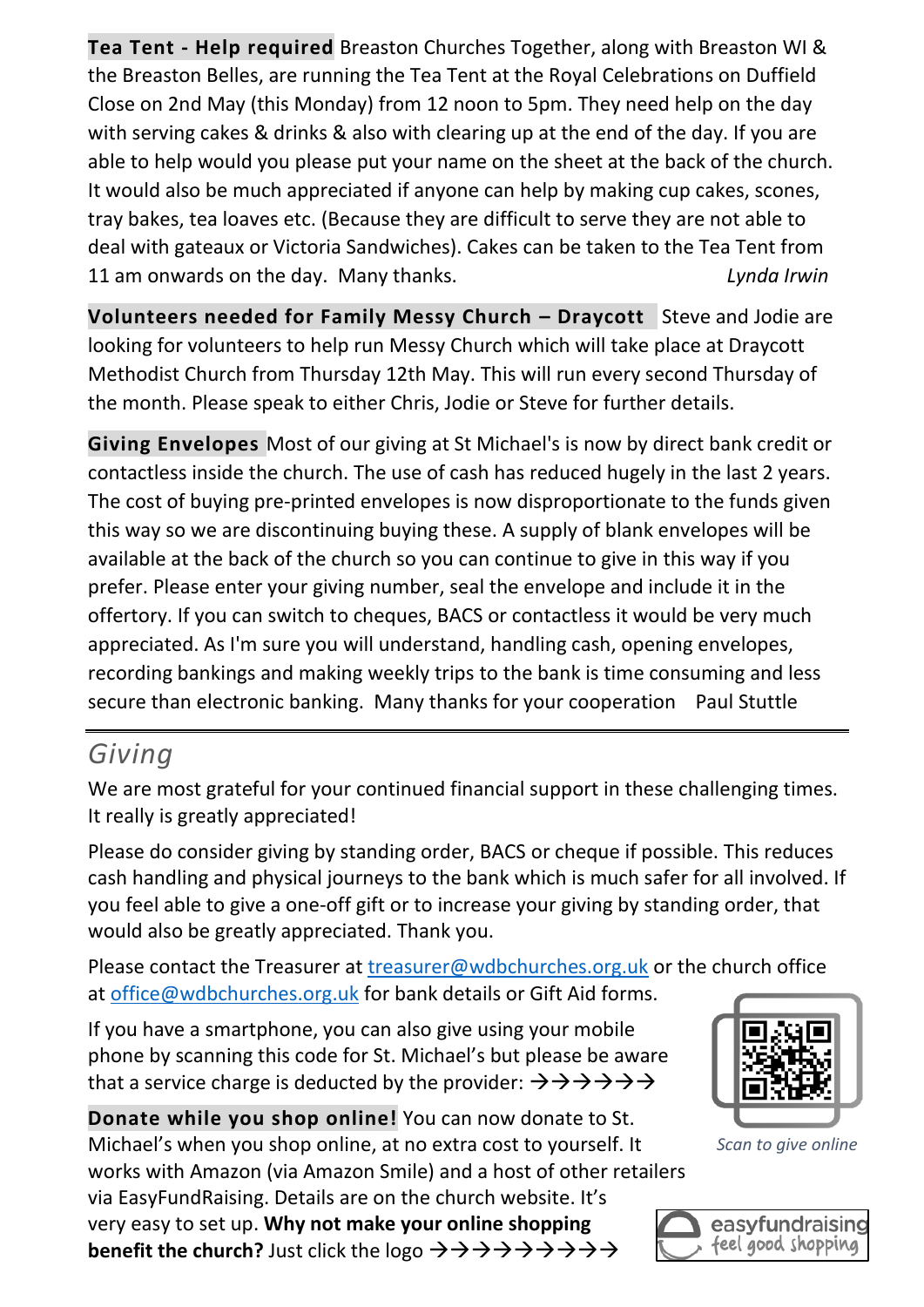**Tea Tent - Help required** Breaston Churches Together, along with Breaston WI & the Breaston Belles, are running the Tea Tent at the Royal Celebrations on Duffield Close on 2nd May (this Monday) from 12 noon to 5pm. They need help on the day with serving cakes & drinks & also with clearing up at the end of the day. If you are able to help would you please put your name on the sheet at the back of the church. It would also be much appreciated if anyone can help by making cup cakes, scones, tray bakes, tea loaves etc. (Because they are difficult to serve they are not able to deal with gateaux or Victoria Sandwiches). Cakes can be taken to the Tea Tent from 11 am onwards on the day. Many thanks. *Lynda Irwin*

**Volunteers needed for Family Messy Church – Draycott** Steve and Jodie are looking for volunteers to help run Messy Church which will take place at Draycott Methodist Church from Thursday 12th May. This will run every second Thursday of the month. Please speak to either Chris, Jodie or Steve for further details.

**Giving Envelopes** Most of our giving at St Michael's is now by direct bank credit or contactless inside the church. The use of cash has reduced hugely in the last 2 years. The cost of buying pre-printed envelopes is now disproportionate to the funds given this way so we are discontinuing buying these. A supply of blank envelopes will be available at the back of the church so you can continue to give in this way if you prefer. Please enter your giving number, seal the envelope and include it in the offertory. If you can switch to cheques, BACS or contactless it would be very much appreciated. As I'm sure you will understand, handling cash, opening envelopes, recording bankings and making weekly trips to the bank is time consuming and less secure than electronic banking. Many thanks for your cooperation Paul Stuttle

---

## Giving

We are most grateful for your continued financial support in these challenging times. It really is greatly appreciated!

Please do consider giving by standing order, BACS or cheque if possible. This reduces cash handling and physical journeys to the bank which is much safer for all involved. If you feel able to give a one-off gift or to increase your giving by standing order, that would also be greatly appreciated. Thank you.

Please contact the Treasurer at treasurer@wdbchurches.org.uk or the church office at office@wdbchurches.org.uk for bank details or Gift Aid forms.

If you have a smartphone, you can also give using your mobile phone by scanning this code for St. Michael's but please be aware that a service charge is deducted by the provider: →→→→→→

*Scan to give online*

**Donate while you shop online!** You can now donate to St. Michael's when you shop online, at no extra cost to yourself. It works with Amazon (via Amazon Smile) and a host of other retailers via EasyFundRaising. Details are on the church website. It's very easy to set up. **Why not make your online shopping benefit the church?** Just click the logo →→→→→→→→→

easyfundraising feel good shopping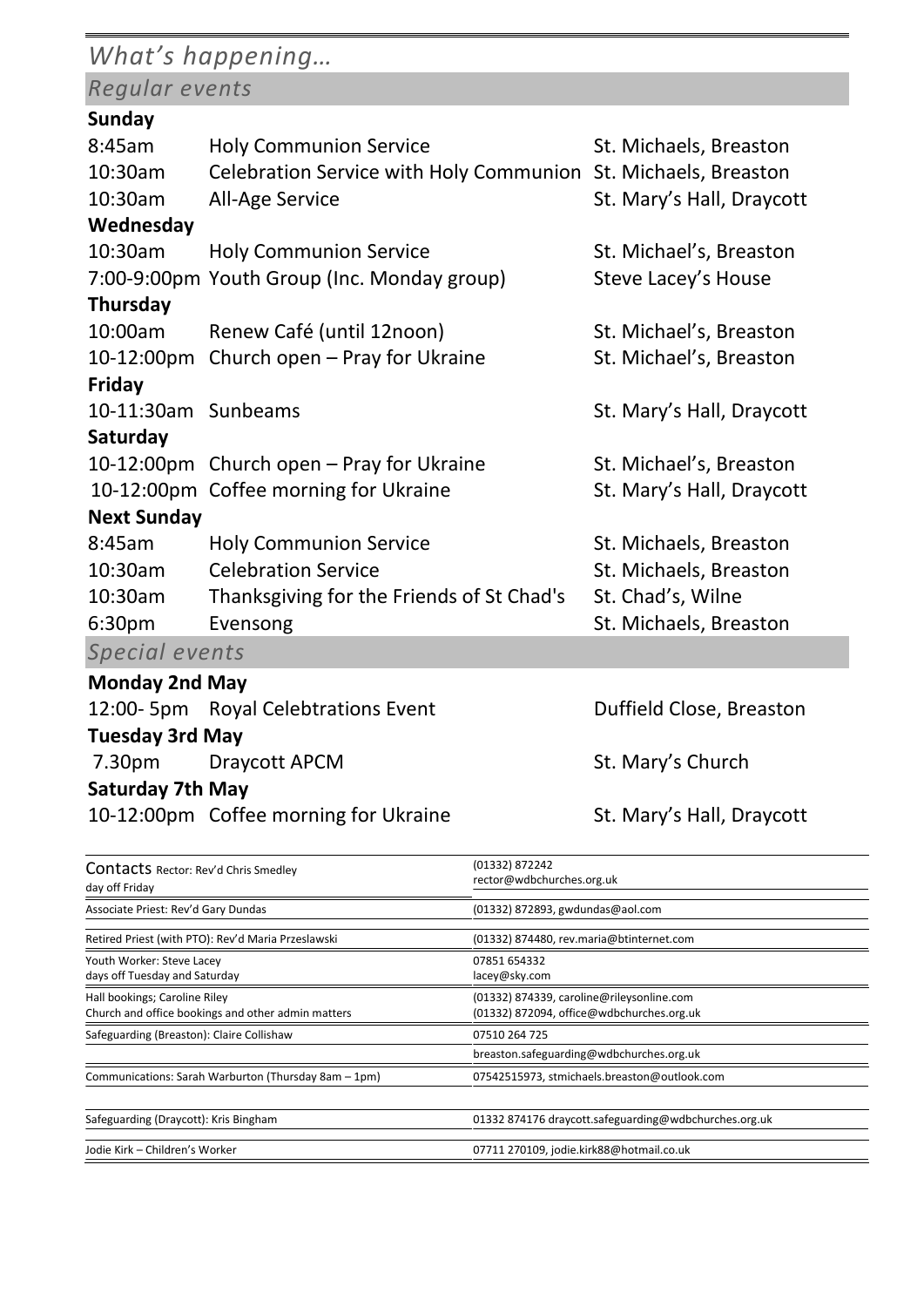# *What's happening…*

## *Regular events*

**Sunday**

| | | |
|---|---|---|
| 8:45am | Holy Communion Service | St. Michaels, Breaston |
| 10:30am | Celebration Service with Holy Communion | St. Michaels, Breaston |
| 10:30am | All-Age Service | St. Mary's Hall, Draycott |

**Wednesday**

| | | |
|---|---|---|
| 10:30am | Holy Communion Service | St. Michael's, Breaston |
| 7:00-9:00pm | Youth Group (Inc. Monday group) | Steve Lacey's House |

**Thursday**

| | | |
|---|---|---|
| 10:00am | Renew Café (until 12noon) | St. Michael's, Breaston |
| 10-12:00pm | Church open – Pray for Ukraine | St. Michael's, Breaston |

**Friday**

| | | |
|---|---|---|
| 10-11:30am | Sunbeams | St. Mary's Hall, Draycott |

**Saturday**

| | | |
|---|---|---|
| 10-12:00pm | Church open – Pray for Ukraine | St. Michael's, Breaston |
| 10-12:00pm | Coffee morning for Ukraine | St. Mary's Hall, Draycott |

**Next Sunday**

| | | |
|---|---|---|
| 8:45am | Holy Communion Service | St. Michaels, Breaston |
| 10:30am | Celebration Service | St. Michaels, Breaston |
| 10:30am | Thanksgiving for the Friends of St Chad's | St. Chad's, Wilne |
| 6:30pm | Evensong | St. Michaels, Breaston |

## *Special events*

**Monday 2nd May**

| | | |
|---|---|---|
| 12:00- 5pm | Royal Celebtrations Event | Duffield Close, Breaston |

**Tuesday 3rd May**

| | | |
|---|---|---|
| 7.30pm | Draycott APCM | St. Mary's Church |

**Saturday 7th May**

| | | |
|---|---|---|
| 10-12:00pm | Coffee morning for Ukraine | St. Mary's Hall, Draycott |

| | |
|---|---|
| Contacts Rector: Rev'd Chris Smedley<br>day off Friday | (01332) 872242<br>rector@wdbchurches.org.uk |
| Associate Priest: Rev'd Gary Dundas | (01332) 872893, gwdundas@aol.com |
| Retired Priest (with PTO): Rev'd Maria Przeslawski | (01332) 874480, rev.maria@btinternet.com |
| Youth Worker: Steve Lacey<br>days off Tuesday and Saturday | 07851 654332<br>lacey@sky.com |
| Hall bookings; Caroline Riley<br>Church and office bookings and other admin matters | (01332) 874339, caroline@rileysonline.com<br>(01332) 872094, office@wdbchurches.org.uk |
| Safeguarding (Breaston): Claire Collishaw | 07510 264 725 |
| | breaston.safeguarding@wdbchurches.org.uk |
| Communications: Sarah Warburton (Thursday 8am – 1pm) | 07542515973, stmichaels.breaston@outlook.com |
| Safeguarding (Draycott): Kris Bingham | 01332 874176 draycott.safeguarding@wdbchurches.org.uk |
| Jodie Kirk – Children's Worker | 07711 270109, jodie.kirk88@hotmail.co.uk |